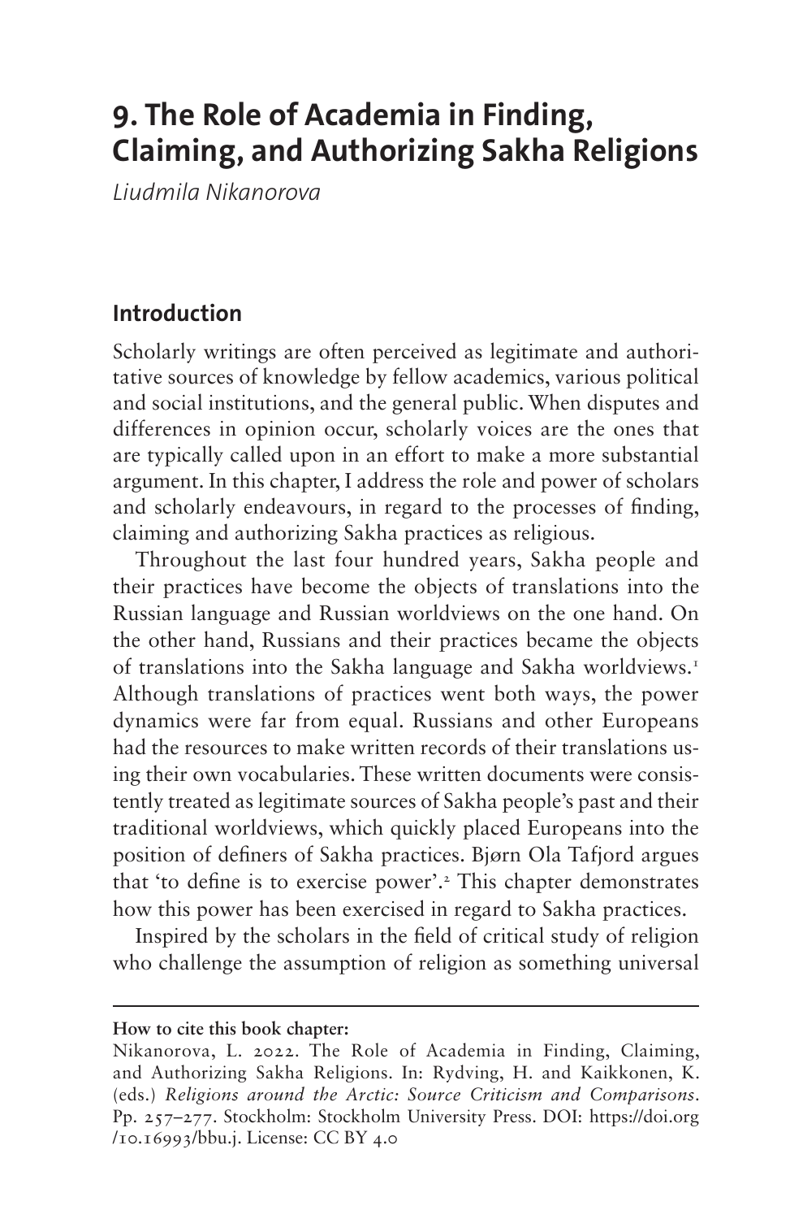# 9. The Role of Academia in Finding, Claiming, and Authorizing Sakha Religions

*Liudmila Nikanorova*

## Introduction

Scholarly writings are often perceived as legitimate and authoritative sources of knowledge by fellow academics, various political and social institutions, and the general public. When disputes and differences in opinion occur, scholarly voices are the ones that are typically called upon in an effort to make a more substantial argument. In this chapter, I address the role and power of scholars and scholarly endeavours, in regard to the processes of finding, claiming and authorizing Sakha practices as religious.

Throughout the last four hundred years, Sakha people and their practices have become the objects of translations into the Russian language and Russian worldviews on the one hand. On the other hand, Russians and their practices became the objects of translations into the Sakha language and Sakha worldviews.[1] Although translations of practices went both ways, the power dynamics were far from equal. Russians and other Europeans had the resources to make written records of their translations using their own vocabularies. These written documents were consistently treated as legitimate sources of Sakha people's past and their traditional worldviews, which quickly placed Europeans into the position of definers of Sakha practices. Bjørn Ola Tafjord argues that 'to define is to exercise power'.[2] This chapter demonstrates how this power has been exercised in regard to Sakha practices.

Inspired by the scholars in the field of critical study of religion who challenge the assumption of religion as something universal

**How to cite this book chapter:**

Nikanorova, L. 2022. The Role of Academia in Finding, Claiming, and Authorizing Sakha Religions. In: Rydving, H. and Kaikkonen, K. (eds.) *Religions around the Arctic: Source Criticism and Comparisons*. Pp. 257–277. Stockholm: Stockholm University Press. DOI: https://doi.org/10.16993/bbu.j. License: CC BY 4.0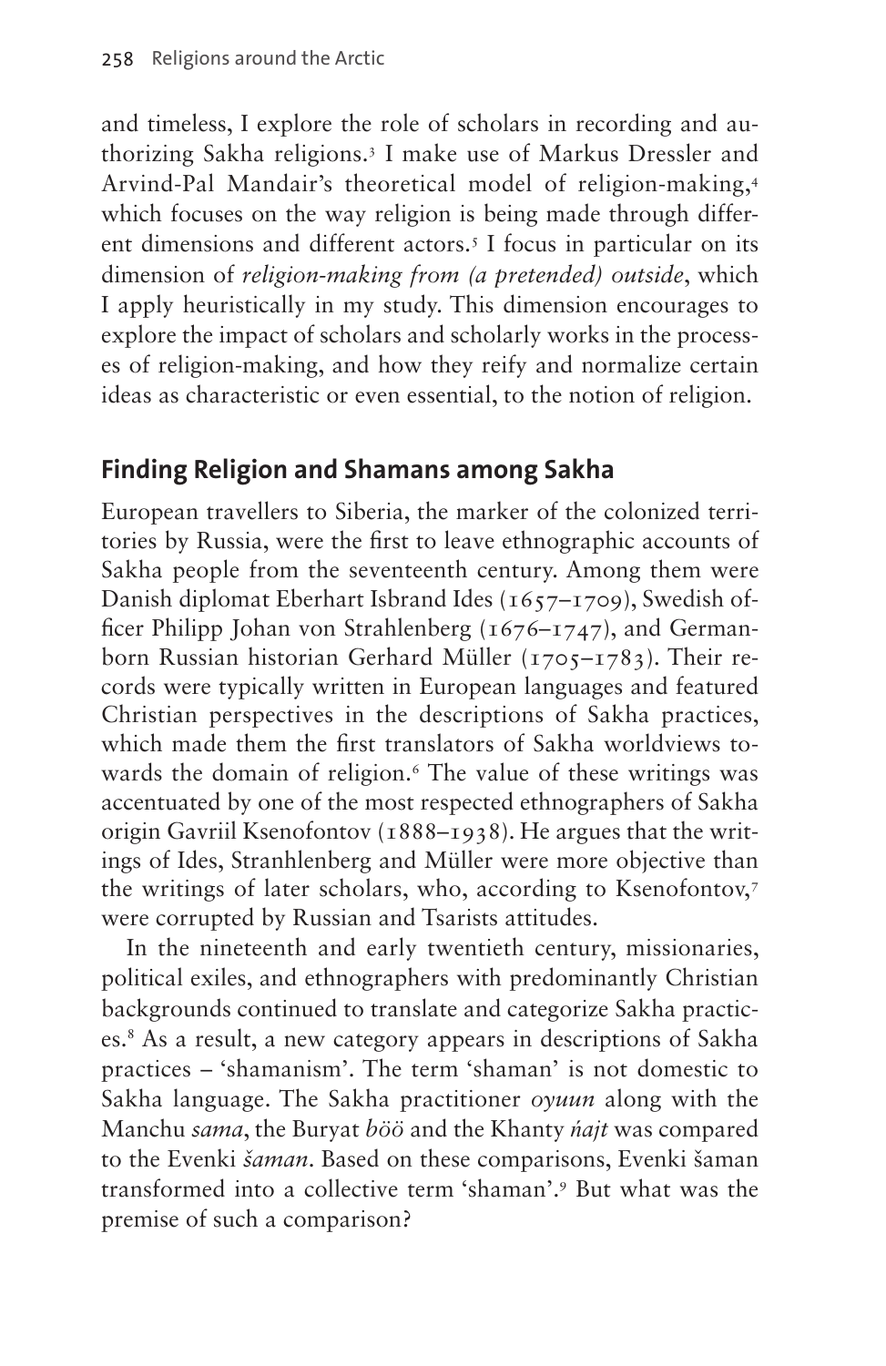and timeless, I explore the role of scholars in recording and authorizing Sakha religions.[3] I make use of Markus Dressler and Arvind-Pal Mandair's theoretical model of religion-making,[4] which focuses on the way religion is being made through different dimensions and different actors.[5] I focus in particular on its dimension of *religion-making from (a pretended) outside*, which I apply heuristically in my study. This dimension encourages to explore the impact of scholars and scholarly works in the processes of religion-making, and how they reify and normalize certain ideas as characteristic or even essential, to the notion of religion.

## Finding Religion and Shamans among Sakha

European travellers to Siberia, the marker of the colonized territories by Russia, were the first to leave ethnographic accounts of Sakha people from the seventeenth century. Among them were Danish diplomat Eberhart Isbrand Ides (1657–1709), Swedish officer Philipp Johan von Strahlenberg (1676–1747), and German-born Russian historian Gerhard Müller (1705–1783). Their records were typically written in European languages and featured Christian perspectives in the descriptions of Sakha practices, which made them the first translators of Sakha worldviews towards the domain of religion.[6] The value of these writings was accentuated by one of the most respected ethnographers of Sakha origin Gavriil Ksenofontov (1888–1938). He argues that the writings of Ides, Stranhlenberg and Müller were more objective than the writings of later scholars, who, according to Ksenofontov,[7] were corrupted by Russian and Tsarists attitudes.

In the nineteenth and early twentieth century, missionaries, political exiles, and ethnographers with predominantly Christian backgrounds continued to translate and categorize Sakha practices.[8] As a result, a new category appears in descriptions of Sakha practices – 'shamanism'. The term 'shaman' is not domestic to Sakha language. The Sakha practitioner *oyuun* along with the Manchu *sama*, the Buryat *böö* and the Khanty *ńajt* was compared to the Evenki *šaman*. Based on these comparisons, Evenki šaman transformed into a collective term 'shaman'.[9] But what was the premise of such a comparison?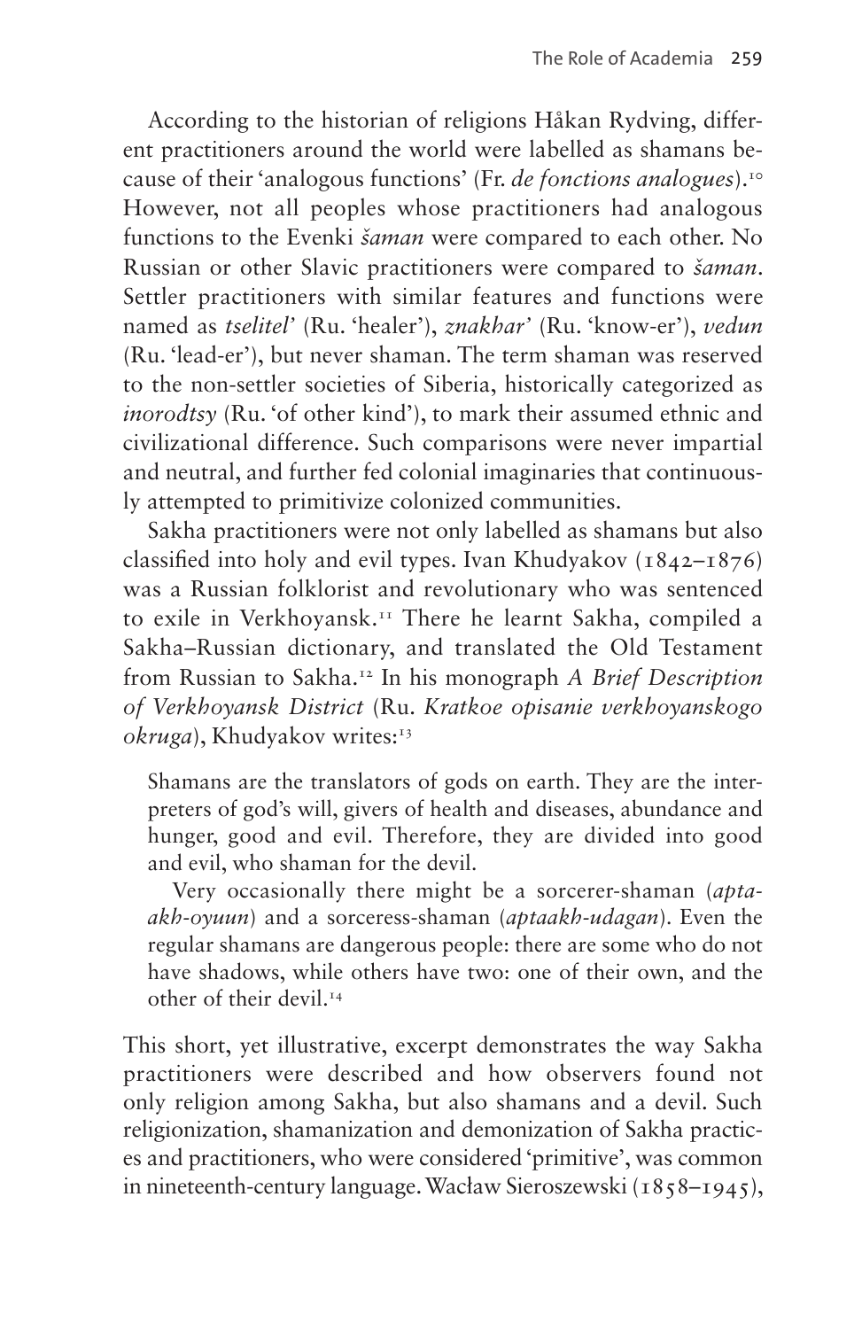According to the historian of religions Håkan Rydving, different practitioners around the world were labelled as shamans because of their 'analogous functions' (Fr. *de fonctions analogues*).[10] However, not all peoples whose practitioners had analogous functions to the Evenki *šaman* were compared to each other. No Russian or other Slavic practitioners were compared to *šaman*. Settler practitioners with similar features and functions were named as *tselitel'* (Ru. 'healer'), *znakhar'* (Ru. 'know-er'), *vedun* (Ru. 'lead-er'), but never shaman. The term shaman was reserved to the non-settler societies of Siberia, historically categorized as *inorodtsy* (Ru. 'of other kind'), to mark their assumed ethnic and civilizational difference. Such comparisons were never impartial and neutral, and further fed colonial imaginaries that continuously attempted to primitivize colonized communities.

Sakha practitioners were not only labelled as shamans but also classified into holy and evil types. Ivan Khudyakov (1842–1876) was a Russian folklorist and revolutionary who was sentenced to exile in Verkhoyansk.[11] There he learnt Sakha, compiled a Sakha–Russian dictionary, and translated the Old Testament from Russian to Sakha.[12] In his monograph *A Brief Description of Verkhoyansk District* (Ru. *Kratkoe opisanie verkhoyanskogo okruga*), Khudyakov writes:[13]

> Shamans are the translators of gods on earth. They are the interpreters of god's will, givers of health and diseases, abundance and hunger, good and evil. Therefore, they are divided into good and evil, who shaman for the devil.
>
> Very occasionally there might be a sorcerer-shaman (*aptaakh-oyuun*) and a sorceress-shaman (*aptaakh-udagan*). Even the regular shamans are dangerous people: there are some who do not have shadows, while others have two: one of their own, and the other of their devil.[14]

This short, yet illustrative, excerpt demonstrates the way Sakha practitioners were described and how observers found not only religion among Sakha, but also shamans and a devil. Such religionization, shamanization and demonization of Sakha practices and practitioners, who were considered 'primitive', was common in nineteenth-century language. Wacław Sieroszewski (1858–1945),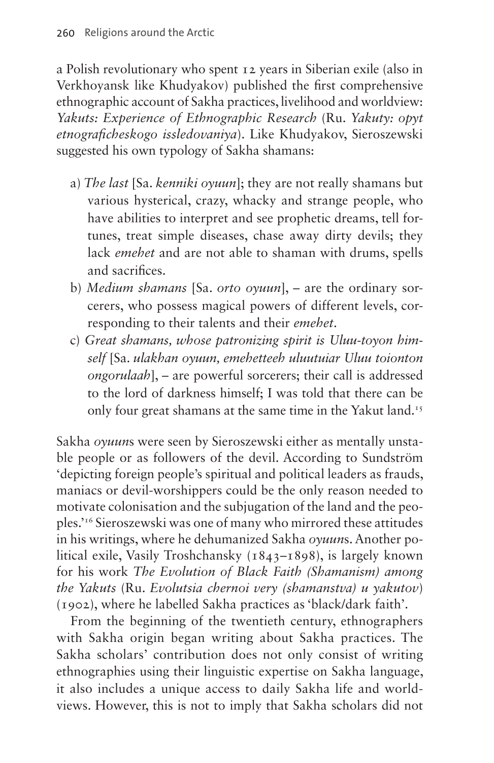a Polish revolutionary who spent 12 years in Siberian exile (also in Verkhoyansk like Khudyakov) published the first comprehensive ethnographic account of Sakha practices, livelihood and worldview: *Yakuts: Experience of Ethnographic Research* (Ru. *Yakuty: opyt etnograficheskogo issledovaniya*). Like Khudyakov, Sieroszewski suggested his own typology of Sakha shamans:

a) *The last* [Sa. *kenniki oyuun*]; they are not really shamans but various hysterical, crazy, whacky and strange people, who have abilities to interpret and see prophetic dreams, tell fortunes, treat simple diseases, chase away dirty devils; they lack *emehet* and are not able to shaman with drums, spells and sacrifices.

b) *Medium shamans* [Sa. *orto oyuun*], – are the ordinary sorcerers, who possess magical powers of different levels, corresponding to their talents and their *emehet*.

c) *Great shamans, whose patronizing spirit is Uluu-toyon himself* [Sa. *ulakhan oyuun, emehetteeh uluutuiar Uluu toionton ongorulaah*], – are powerful sorcerers; their call is addressed to the lord of darkness himself; I was told that there can be only four great shamans at the same time in the Yakut land.[15]

Sakha *oyuun*s were seen by Sieroszewski either as mentally unstable people or as followers of the devil. According to Sundström 'depicting foreign people's spiritual and political leaders as frauds, maniacs or devil-worshippers could be the only reason needed to motivate colonisation and the subjugation of the land and the peoples.'[16] Sieroszewski was one of many who mirrored these attitudes in his writings, where he dehumanized Sakha *oyuun*s. Another political exile, Vasily Troshchansky (1843–1898), is largely known for his work *The Evolution of Black Faith (Shamanism) among the Yakuts* (Ru. *Evolutsia chernoi very (shamanstva) u yakutov*) (1902), where he labelled Sakha practices as 'black/dark faith'.

From the beginning of the twentieth century, ethnographers with Sakha origin began writing about Sakha practices. The Sakha scholars' contribution does not only consist of writing ethnographies using their linguistic expertise on Sakha language, it also includes a unique access to daily Sakha life and worldviews. However, this is not to imply that Sakha scholars did not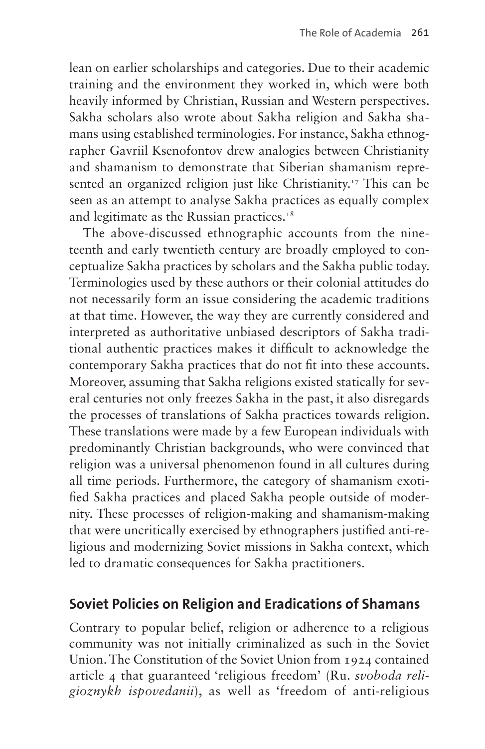lean on earlier scholarships and categories. Due to their academic training and the environment they worked in, which were both heavily informed by Christian, Russian and Western perspectives. Sakha scholars also wrote about Sakha religion and Sakha shamans using established terminologies. For instance, Sakha ethnographer Gavriil Ksenofontov drew analogies between Christianity and shamanism to demonstrate that Siberian shamanism represented an organized religion just like Christianity.[17] This can be seen as an attempt to analyse Sakha practices as equally complex and legitimate as the Russian practices.[18]

The above-discussed ethnographic accounts from the nineteenth and early twentieth century are broadly employed to conceptualize Sakha practices by scholars and the Sakha public today. Terminologies used by these authors or their colonial attitudes do not necessarily form an issue considering the academic traditions at that time. However, the way they are currently considered and interpreted as authoritative unbiased descriptors of Sakha traditional authentic practices makes it difficult to acknowledge the contemporary Sakha practices that do not fit into these accounts. Moreover, assuming that Sakha religions existed statically for several centuries not only freezes Sakha in the past, it also disregards the processes of translations of Sakha practices towards religion. These translations were made by a few European individuals with predominantly Christian backgrounds, who were convinced that religion was a universal phenomenon found in all cultures during all time periods. Furthermore, the category of shamanism exotified Sakha practices and placed Sakha people outside of modernity. These processes of religion-making and shamanism-making that were uncritically exercised by ethnographers justified anti-religious and modernizing Soviet missions in Sakha context, which led to dramatic consequences for Sakha practitioners.

## Soviet Policies on Religion and Eradications of Shamans

Contrary to popular belief, religion or adherence to a religious community was not initially criminalized as such in the Soviet Union. The Constitution of the Soviet Union from 1924 contained article 4 that guaranteed 'religious freedom' (Ru. *svoboda religioznykh ispovedanii*), as well as 'freedom of anti-religious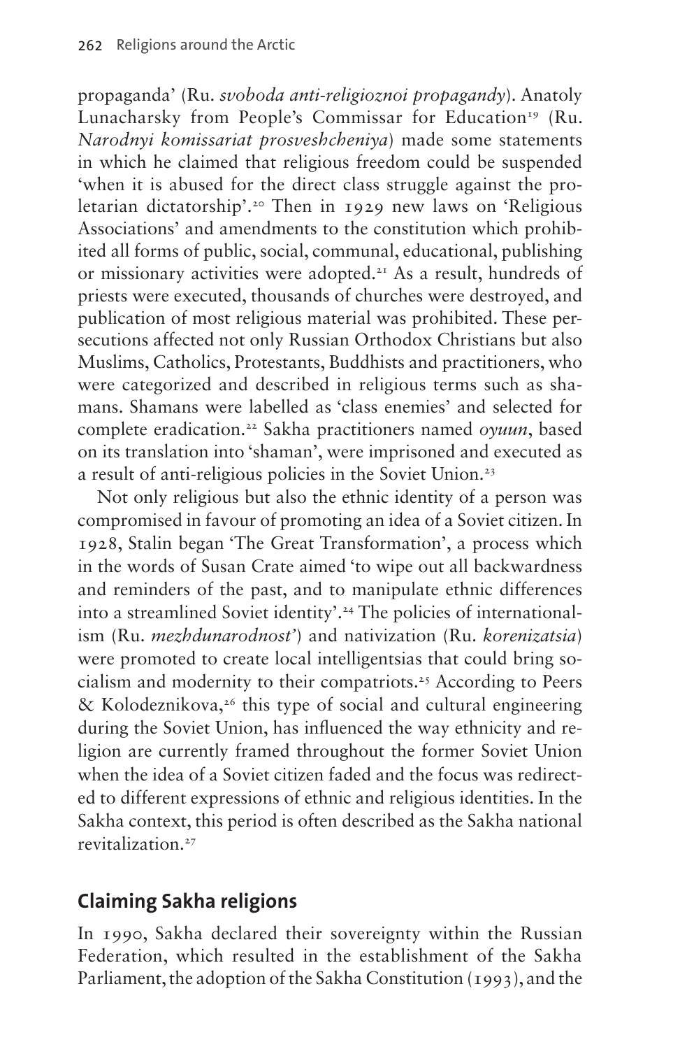propaganda' (Ru. *svoboda anti-religioznoi propagandy*). Anatoly Lunacharsky from People's Commissar for Education[19] (Ru. *Narodnyi komissariat prosveshcheniya*) made some statements in which he claimed that religious freedom could be suspended 'when it is abused for the direct class struggle against the proletarian dictatorship'.[20] Then in 1929 new laws on 'Religious Associations' and amendments to the constitution which prohibited all forms of public, social, communal, educational, publishing or missionary activities were adopted.[21] As a result, hundreds of priests were executed, thousands of churches were destroyed, and publication of most religious material was prohibited. These persecutions affected not only Russian Orthodox Christians but also Muslims, Catholics, Protestants, Buddhists and practitioners, who were categorized and described in religious terms such as shamans. Shamans were labelled as 'class enemies' and selected for complete eradication.[22] Sakha practitioners named *oyuun*, based on its translation into 'shaman', were imprisoned and executed as a result of anti-religious policies in the Soviet Union.[23]

Not only religious but also the ethnic identity of a person was compromised in favour of promoting an idea of a Soviet citizen. In 1928, Stalin began 'The Great Transformation', a process which in the words of Susan Crate aimed 'to wipe out all backwardness and reminders of the past, and to manipulate ethnic differences into a streamlined Soviet identity'.[24] The policies of internationalism (Ru. *mezhdunarodnost'*) and nativization (Ru. *korenizatsia*) were promoted to create local intelligentsias that could bring socialism and modernity to their compatriots.[25] According to Peers & Kolodeznikova,[26] this type of social and cultural engineering during the Soviet Union, has influenced the way ethnicity and religion are currently framed throughout the former Soviet Union when the idea of a Soviet citizen faded and the focus was redirected to different expressions of ethnic and religious identities. In the Sakha context, this period is often described as the Sakha national revitalization.[27]

## Claiming Sakha religions

In 1990, Sakha declared their sovereignty within the Russian Federation, which resulted in the establishment of the Sakha Parliament, the adoption of the Sakha Constitution (1993), and the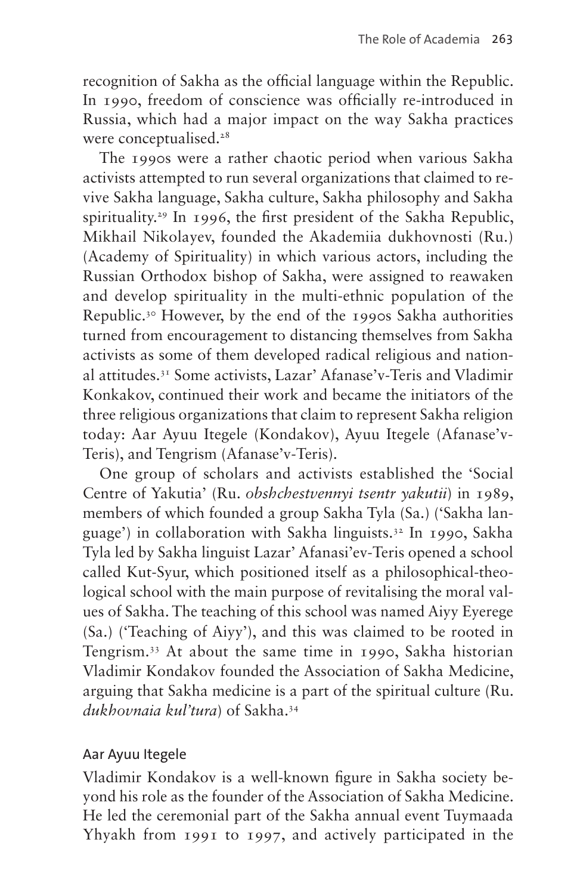recognition of Sakha as the official language within the Republic. In 1990, freedom of conscience was officially re-introduced in Russia, which had a major impact on the way Sakha practices were conceptualised.[28]

The 1990s were a rather chaotic period when various Sakha activists attempted to run several organizations that claimed to revive Sakha language, Sakha culture, Sakha philosophy and Sakha spirituality.[29] In 1996, the first president of the Sakha Republic, Mikhail Nikolayev, founded the Akademiia dukhovnosti (Ru.) (Academy of Spirituality) in which various actors, including the Russian Orthodox bishop of Sakha, were assigned to reawaken and develop spirituality in the multi-ethnic population of the Republic.[30] However, by the end of the 1990s Sakha authorities turned from encouragement to distancing themselves from Sakha activists as some of them developed radical religious and national attitudes.[31] Some activists, Lazar' Afanase'v-Teris and Vladimir Konkakov, continued their work and became the initiators of the three religious organizations that claim to represent Sakha religion today: Aar Ayuu Itegele (Kondakov), Ayuu Itegele (Afanase'v-Teris), and Tengrism (Afanase'v-Teris).

One group of scholars and activists established the 'Social Centre of Yakutia' (Ru. *obshchestvennyi tsentr yakutii*) in 1989, members of which founded a group Sakha Tyla (Sa.) ('Sakha language') in collaboration with Sakha linguists.[32] In 1990, Sakha Tyla led by Sakha linguist Lazar' Afanasi'ev-Teris opened a school called Kut-Syur, which positioned itself as a philosophical-theological school with the main purpose of revitalising the moral values of Sakha. The teaching of this school was named Aiyy Eyerege (Sa.) ('Teaching of Aiyy'), and this was claimed to be rooted in Tengrism.[33] At about the same time in 1990, Sakha historian Vladimir Kondakov founded the Association of Sakha Medicine, arguing that Sakha medicine is a part of the spiritual culture (Ru. *dukhovnaia kul'tura*) of Sakha.[34]

### Aar Ayuu Itegele

Vladimir Kondakov is a well-known figure in Sakha society beyond his role as the founder of the Association of Sakha Medicine. He led the ceremonial part of the Sakha annual event Tuymaada Yhyakh from 1991 to 1997, and actively participated in the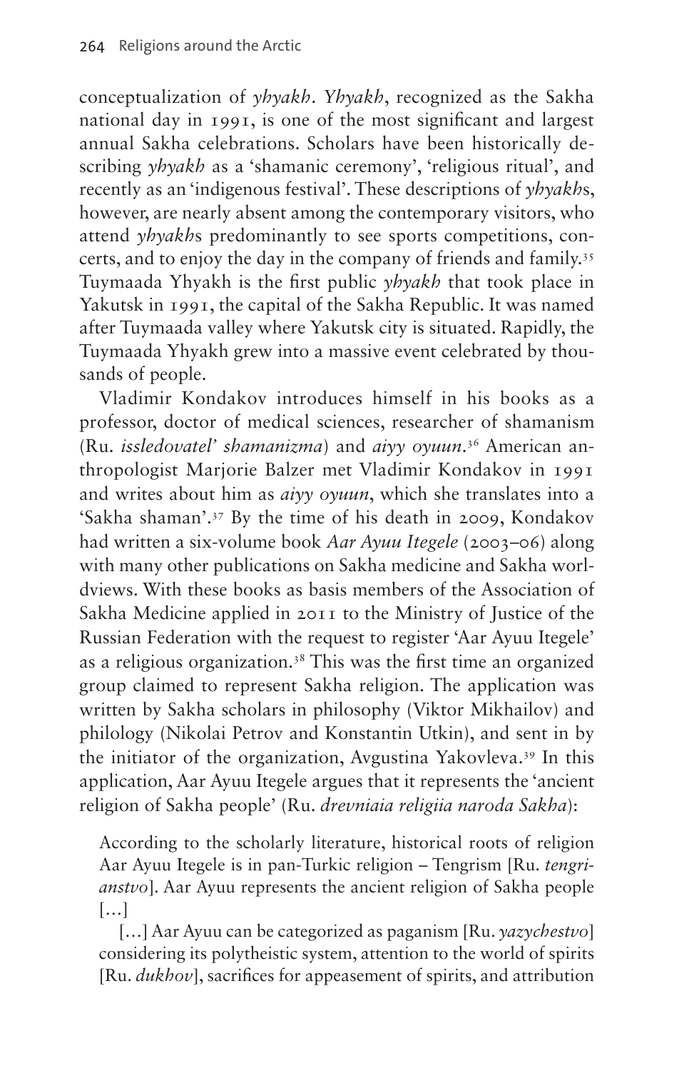conceptualization of *yhyakh*. *Yhyakh*, recognized as the Sakha national day in 1991, is one of the most significant and largest annual Sakha celebrations. Scholars have been historically describing *yhyakh* as a 'shamanic ceremony', 'religious ritual', and recently as an 'indigenous festival'. These descriptions of *yhyakh*s, however, are nearly absent among the contemporary visitors, who attend *yhyakh*s predominantly to see sports competitions, concerts, and to enjoy the day in the company of friends and family.[35] Tuymaada Yhyakh is the first public *yhyakh* that took place in Yakutsk in 1991, the capital of the Sakha Republic. It was named after Tuymaada valley where Yakutsk city is situated. Rapidly, the Tuymaada Yhyakh grew into a massive event celebrated by thousands of people.

Vladimir Kondakov introduces himself in his books as a professor, doctor of medical sciences, researcher of shamanism (Ru. *issledovatel' shamanizma*) and *aiyy oyuun*.[36] American anthropologist Marjorie Balzer met Vladimir Kondakov in 1991 and writes about him as *aiyy oyuun*, which she translates into a 'Sakha shaman'.[37] By the time of his death in 2009, Kondakov had written a six-volume book *Aar Ayuu Itegele* (2003–06) along with many other publications on Sakha medicine and Sakha worldviews. With these books as basis members of the Association of Sakha Medicine applied in 2011 to the Ministry of Justice of the Russian Federation with the request to register 'Aar Ayuu Itegele' as a religious organization.[38] This was the first time an organized group claimed to represent Sakha religion. The application was written by Sakha scholars in philosophy (Viktor Mikhailov) and philology (Nikolai Petrov and Konstantin Utkin), and sent in by the initiator of the organization, Avgustina Yakovleva.[39] In this application, Aar Ayuu Itegele argues that it represents the 'ancient religion of Sakha people' (Ru. *drevniaia religiia naroda Sakha*):

> According to the scholarly literature, historical roots of religion Aar Ayuu Itegele is in pan-Turkic religion – Tengrism [Ru. *tengrianstvo*]. Aar Ayuu represents the ancient religion of Sakha people […]
>
> […] Aar Ayuu can be categorized as paganism [Ru. *yazychestvo*] considering its polytheistic system, attention to the world of spirits [Ru. *dukhov*], sacrifices for appeasement of spirits, and attribution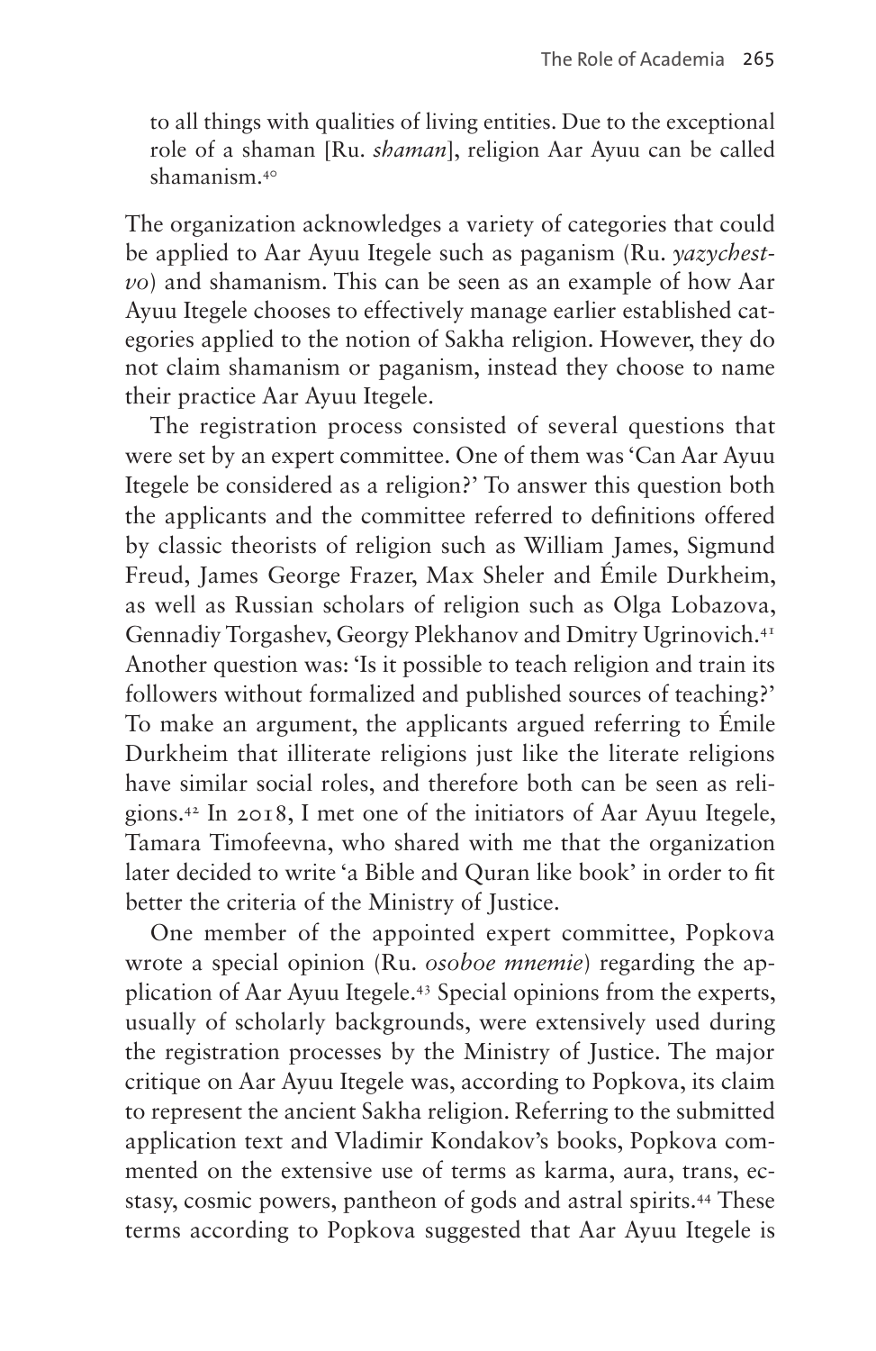to all things with qualities of living entities. Due to the exceptional role of a shaman [Ru. *shaman*], religion Aar Ayuu can be called shamanism.[40]

The organization acknowledges a variety of categories that could be applied to Aar Ayuu Itegele such as paganism (Ru. *yazychestvo*) and shamanism. This can be seen as an example of how Aar Ayuu Itegele chooses to effectively manage earlier established categories applied to the notion of Sakha religion. However, they do not claim shamanism or paganism, instead they choose to name their practice Aar Ayuu Itegele.

The registration process consisted of several questions that were set by an expert committee. One of them was 'Can Aar Ayuu Itegele be considered as a religion?' To answer this question both the applicants and the committee referred to definitions offered by classic theorists of religion such as William James, Sigmund Freud, James George Frazer, Max Sheler and Émile Durkheim, as well as Russian scholars of religion such as Olga Lobazova, Gennadiy Torgashev, Georgy Plekhanov and Dmitry Ugrinovich.[41] Another question was: 'Is it possible to teach religion and train its followers without formalized and published sources of teaching?' To make an argument, the applicants argued referring to Émile Durkheim that illiterate religions just like the literate religions have similar social roles, and therefore both can be seen as religions.[42] In 2018, I met one of the initiators of Aar Ayuu Itegele, Tamara Timofeevna, who shared with me that the organization later decided to write 'a Bible and Quran like book' in order to fit better the criteria of the Ministry of Justice.

One member of the appointed expert committee, Popkova wrote a special opinion (Ru. *osoboe mnemie*) regarding the application of Aar Ayuu Itegele.[43] Special opinions from the experts, usually of scholarly backgrounds, were extensively used during the registration processes by the Ministry of Justice. The major critique on Aar Ayuu Itegele was, according to Popkova, its claim to represent the ancient Sakha religion. Referring to the submitted application text and Vladimir Kondakov's books, Popkova commented on the extensive use of terms as karma, aura, trans, ecstasy, cosmic powers, pantheon of gods and astral spirits.[44] These terms according to Popkova suggested that Aar Ayuu Itegele is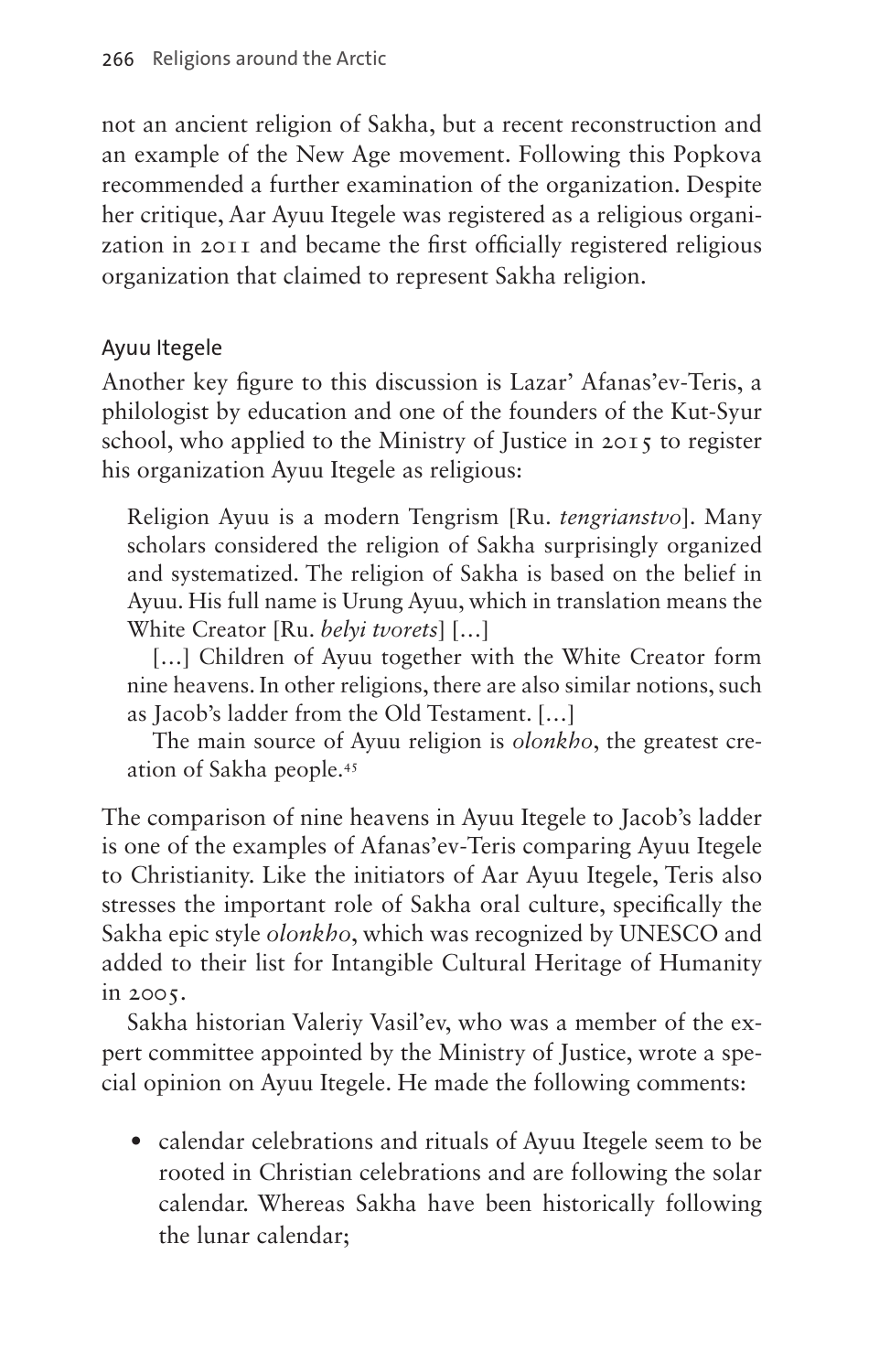not an ancient religion of Sakha, but a recent reconstruction and an example of the New Age movement. Following this Popkova recommended a further examination of the organization. Despite her critique, Aar Ayuu Itegele was registered as a religious organization in 2011 and became the first officially registered religious organization that claimed to represent Sakha religion.

## Ayuu Itegele

Another key figure to this discussion is Lazar' Afanas'ev-Teris, a philologist by education and one of the founders of the Kut-Syur school, who applied to the Ministry of Justice in 2015 to register his organization Ayuu Itegele as religious:

> Religion Ayuu is a modern Tengrism [Ru. *tengrianstvo*]. Many scholars considered the religion of Sakha surprisingly organized and systematized. The religion of Sakha is based on the belief in Ayuu. His full name is Urung Ayuu, which in translation means the White Creator [Ru. *belyi tvorets*] […]
>
> […] Children of Ayuu together with the White Creator form nine heavens. In other religions, there are also similar notions, such as Jacob's ladder from the Old Testament. […]
>
> The main source of Ayuu religion is *olonkho*, the greatest creation of Sakha people.[45]

The comparison of nine heavens in Ayuu Itegele to Jacob's ladder is one of the examples of Afanas'ev-Teris comparing Ayuu Itegele to Christianity. Like the initiators of Aar Ayuu Itegele, Teris also stresses the important role of Sakha oral culture, specifically the Sakha epic style *olonkho*, which was recognized by UNESCO and added to their list for Intangible Cultural Heritage of Humanity in 2005.

Sakha historian Valeriy Vasil'ev, who was a member of the expert committee appointed by the Ministry of Justice, wrote a special opinion on Ayuu Itegele. He made the following comments:

- calendar celebrations and rituals of Ayuu Itegele seem to be rooted in Christian celebrations and are following the solar calendar. Whereas Sakha have been historically following the lunar calendar;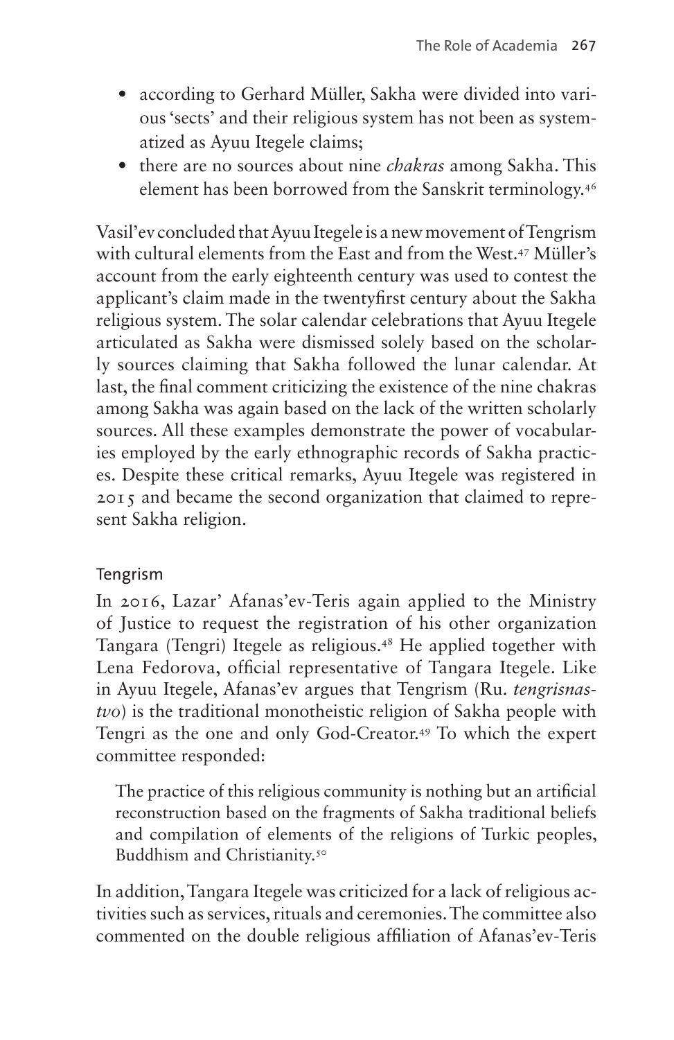- according to Gerhard Müller, Sakha were divided into various 'sects' and their religious system has not been as systematized as Ayuu Itegele claims;
- there are no sources about nine *chakras* among Sakha. This element has been borrowed from the Sanskrit terminology.[46]

Vasil'ev concluded that Ayuu Itegele is a new movement of Tengrism with cultural elements from the East and from the West.[47] Müller's account from the early eighteenth century was used to contest the applicant's claim made in the twentyfirst century about the Sakha religious system. The solar calendar celebrations that Ayuu Itegele articulated as Sakha were dismissed solely based on the scholarly sources claiming that Sakha followed the lunar calendar. At last, the final comment criticizing the existence of the nine chakras among Sakha was again based on the lack of the written scholarly sources. All these examples demonstrate the power of vocabularies employed by the early ethnographic records of Sakha practices. Despite these critical remarks, Ayuu Itegele was registered in 2015 and became the second organization that claimed to represent Sakha religion.

## Tengrism

In 2016, Lazar' Afanas'ev-Teris again applied to the Ministry of Justice to request the registration of his other organization Tangara (Tengri) Itegele as religious.[48] He applied together with Lena Fedorova, official representative of Tangara Itegele. Like in Ayuu Itegele, Afanas'ev argues that Tengrism (Ru. *tengrisnastvo*) is the traditional monotheistic religion of Sakha people with Tengri as the one and only God-Creator.[49] To which the expert committee responded:

> The practice of this religious community is nothing but an artificial reconstruction based on the fragments of Sakha traditional beliefs and compilation of elements of the religions of Turkic peoples, Buddhism and Christianity.[50]

In addition, Tangara Itegele was criticized for a lack of religious activities such as services, rituals and ceremonies. The committee also commented on the double religious affiliation of Afanas'ev-Teris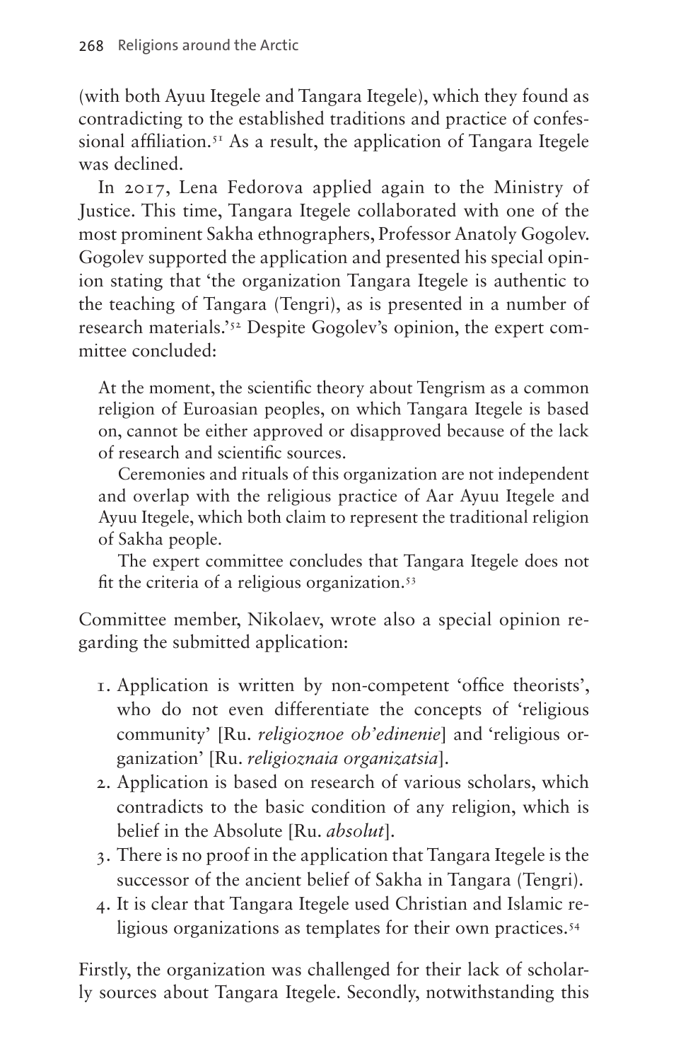(with both Ayuu Itegele and Tangara Itegele), which they found as contradicting to the established traditions and practice of confessional affiliation.[51] As a result, the application of Tangara Itegele was declined.

In 2017, Lena Fedorova applied again to the Ministry of Justice. This time, Tangara Itegele collaborated with one of the most prominent Sakha ethnographers, Professor Anatoly Gogolev. Gogolev supported the application and presented his special opinion stating that 'the organization Tangara Itegele is authentic to the teaching of Tangara (Tengri), as is presented in a number of research materials.'[52] Despite Gogolev's opinion, the expert committee concluded:

> At the moment, the scientific theory about Tengrism as a common religion of Euroasian peoples, on which Tangara Itegele is based on, cannot be either approved or disapproved because of the lack of research and scientific sources.
>
> Ceremonies and rituals of this organization are not independent and overlap with the religious practice of Aar Ayuu Itegele and Ayuu Itegele, which both claim to represent the traditional religion of Sakha people.
>
> The expert committee concludes that Tangara Itegele does not fit the criteria of a religious organization.[53]

Committee member, Nikolaev, wrote also a special opinion regarding the submitted application:

1. Application is written by non-competent 'office theorists', who do not even differentiate the concepts of 'religious community' [Ru. *religioznoe ob'edinenie*] and 'religious organization' [Ru. *religioznaia organizatsia*].
2. Application is based on research of various scholars, which contradicts to the basic condition of any religion, which is belief in the Absolute [Ru. *absolut*].
3. There is no proof in the application that Tangara Itegele is the successor of the ancient belief of Sakha in Tangara (Tengri).
4. It is clear that Tangara Itegele used Christian and Islamic religious organizations as templates for their own practices.[54]

Firstly, the organization was challenged for their lack of scholarly sources about Tangara Itegele. Secondly, notwithstanding this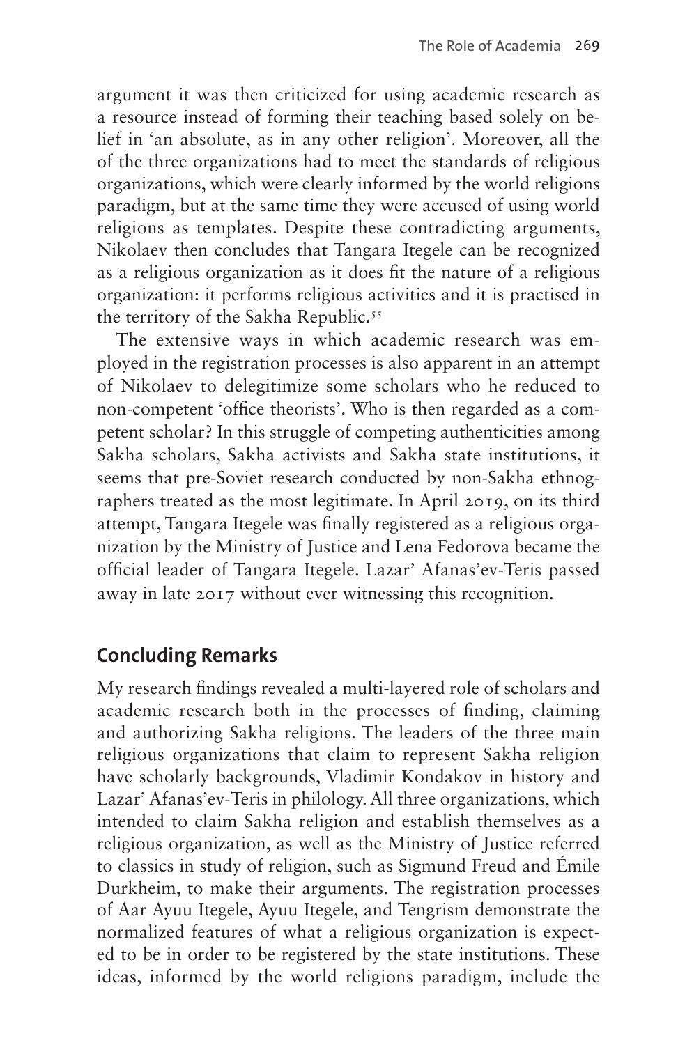argument it was then criticized for using academic research as a resource instead of forming their teaching based solely on belief in 'an absolute, as in any other religion'. Moreover, all the of the three organizations had to meet the standards of religious organizations, which were clearly informed by the world religions paradigm, but at the same time they were accused of using world religions as templates. Despite these contradicting arguments, Nikolaev then concludes that Tangara Itegele can be recognized as a religious organization as it does fit the nature of a religious organization: it performs religious activities and it is practised in the territory of the Sakha Republic.[55]

The extensive ways in which academic research was employed in the registration processes is also apparent in an attempt of Nikolaev to delegitimize some scholars who he reduced to non-competent 'office theorists'. Who is then regarded as a competent scholar? In this struggle of competing authenticities among Sakha scholars, Sakha activists and Sakha state institutions, it seems that pre-Soviet research conducted by non-Sakha ethnographers treated as the most legitimate. In April 2019, on its third attempt, Tangara Itegele was finally registered as a religious organization by the Ministry of Justice and Lena Fedorova became the official leader of Tangara Itegele. Lazar' Afanas'ev-Teris passed away in late 2017 without ever witnessing this recognition.

## Concluding Remarks

My research findings revealed a multi-layered role of scholars and academic research both in the processes of finding, claiming and authorizing Sakha religions. The leaders of the three main religious organizations that claim to represent Sakha religion have scholarly backgrounds, Vladimir Kondakov in history and Lazar' Afanas'ev-Teris in philology. All three organizations, which intended to claim Sakha religion and establish themselves as a religious organization, as well as the Ministry of Justice referred to classics in study of religion, such as Sigmund Freud and Émile Durkheim, to make their arguments. The registration processes of Aar Ayuu Itegele, Ayuu Itegele, and Tengrism demonstrate the normalized features of what a religious organization is expected to be in order to be registered by the state institutions. These ideas, informed by the world religions paradigm, include the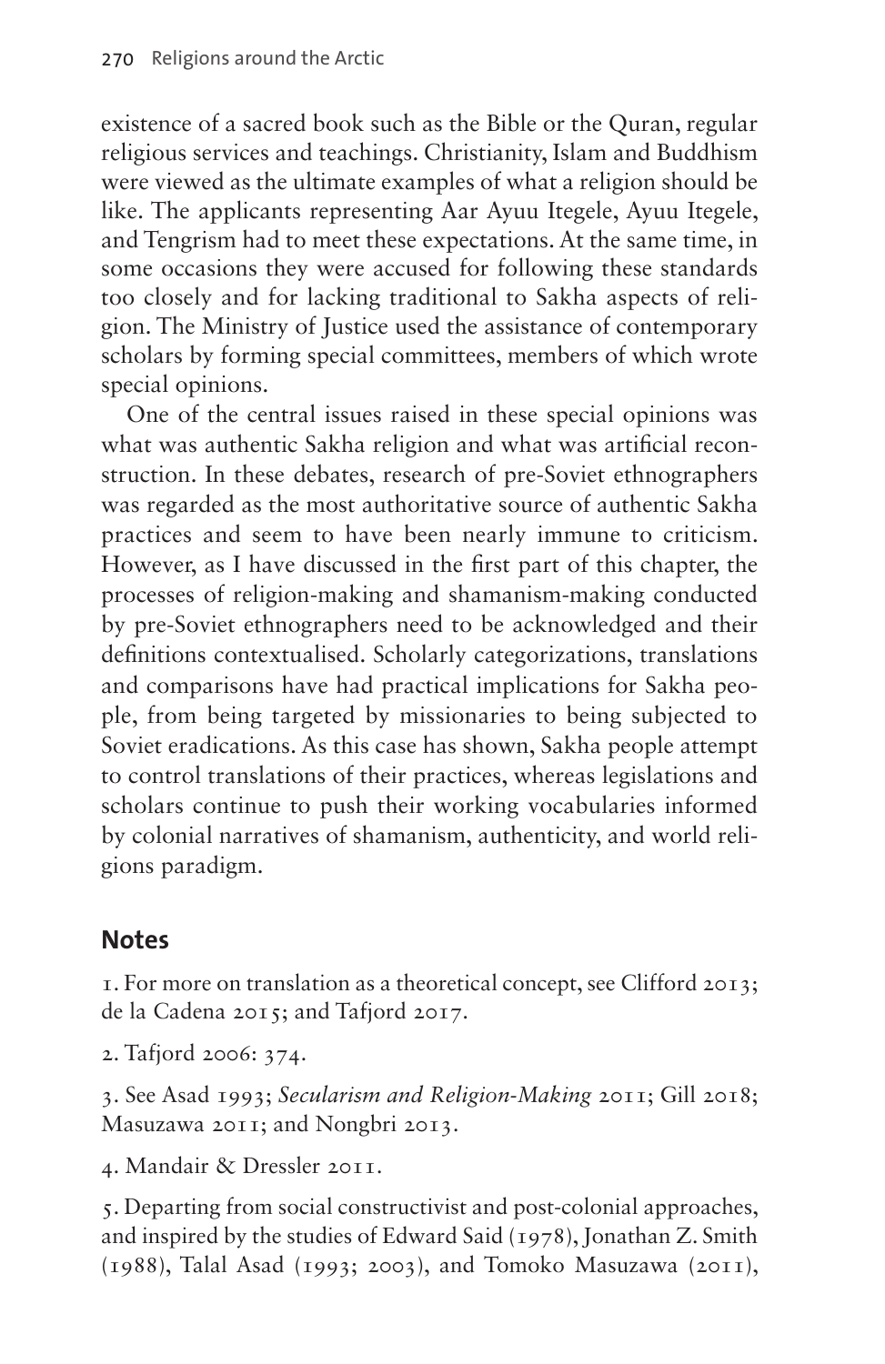existence of a sacred book such as the Bible or the Quran, regular religious services and teachings. Christianity, Islam and Buddhism were viewed as the ultimate examples of what a religion should be like. The applicants representing Aar Ayuu Itegele, Ayuu Itegele, and Tengrism had to meet these expectations. At the same time, in some occasions they were accused for following these standards too closely and for lacking traditional to Sakha aspects of religion. The Ministry of Justice used the assistance of contemporary scholars by forming special committees, members of which wrote special opinions.

One of the central issues raised in these special opinions was what was authentic Sakha religion and what was artificial reconstruction. In these debates, research of pre-Soviet ethnographers was regarded as the most authoritative source of authentic Sakha practices and seem to have been nearly immune to criticism. However, as I have discussed in the first part of this chapter, the processes of religion-making and shamanism-making conducted by pre-Soviet ethnographers need to be acknowledged and their definitions contextualised. Scholarly categorizations, translations and comparisons have had practical implications for Sakha people, from being targeted by missionaries to being subjected to Soviet eradications. As this case has shown, Sakha people attempt to control translations of their practices, whereas legislations and scholars continue to push their working vocabularies informed by colonial narratives of shamanism, authenticity, and world religions paradigm.

## Notes

1. For more on translation as a theoretical concept, see Clifford 2013; de la Cadena 2015; and Tafjord 2017.

2. Tafjord 2006: 374.

3. See Asad 1993; *Secularism and Religion-Making* 2011; Gill 2018; Masuzawa 2011; and Nongbri 2013.

4. Mandair & Dressler 2011.

5. Departing from social constructivist and post-colonial approaches, and inspired by the studies of Edward Said (1978), Jonathan Z. Smith (1988), Talal Asad (1993; 2003), and Tomoko Masuzawa (2011),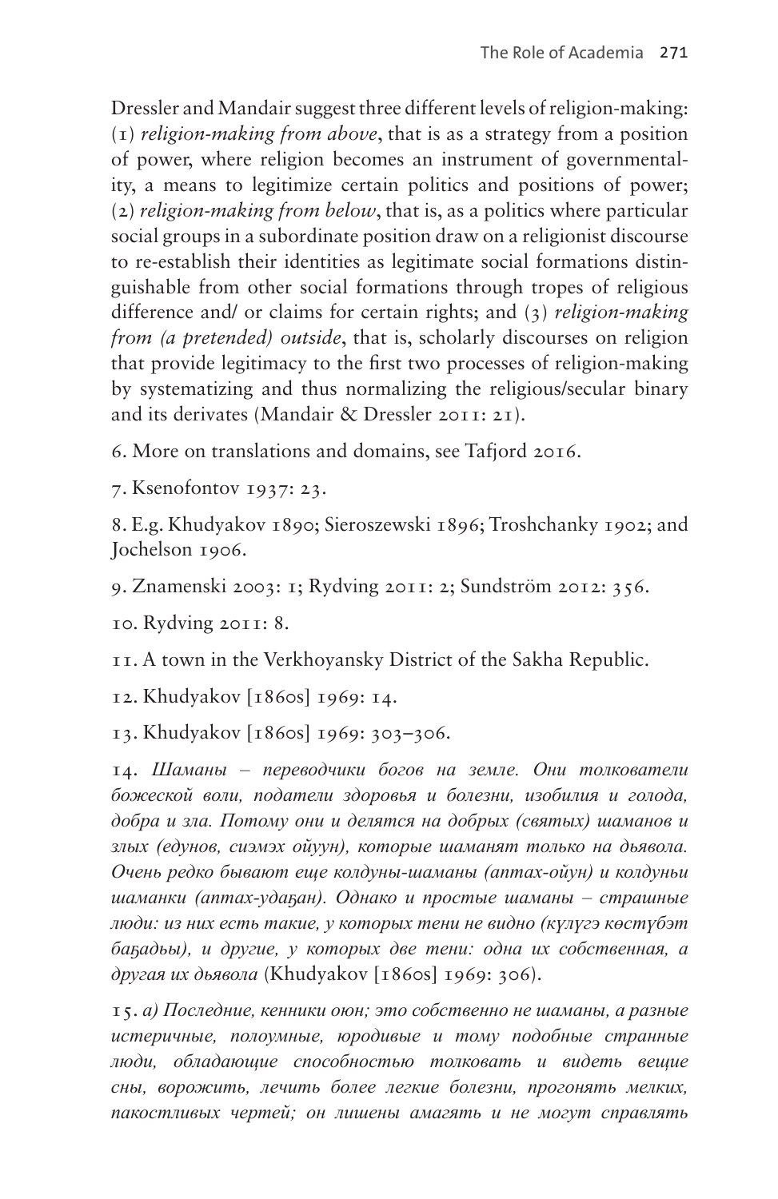Dressler and Mandair suggest three different levels of religion-making: (1) *religion-making from above*, that is as a strategy from a position of power, where religion becomes an instrument of governmentality, a means to legitimize certain politics and positions of power; (2) *religion-making from below*, that is, as a politics where particular social groups in a subordinate position draw on a religionist discourse to re-establish their identities as legitimate social formations distinguishable from other social formations through tropes of religious difference and/ or claims for certain rights; and (3) *religion-making from (a pretended) outside*, that is, scholarly discourses on religion that provide legitimacy to the first two processes of religion-making by systematizing and thus normalizing the religious/secular binary and its derivates (Mandair & Dressler 2011: 21).

6. More on translations and domains, see Tafjord 2016.

7. Ksenofontov 1937: 23.

8. E.g. Khudyakov 1890; Sieroszewski 1896; Troshchanky 1902; and Jochelson 1906.

9. Znamenski 2003: 1; Rydving 2011: 2; Sundström 2012: 356.

10. Rydving 2011: 8.

11. A town in the Verkhoyansky District of the Sakha Republic.

12. Khudyakov [1860s] 1969: 14.

13. Khudyakov [1860s] 1969: 303–306.

14. *Шаманы – переводчики богов на земле. Они толкователи божеской воли, податели здоровья и болезни, изобилия и голода, добра и зла. Потому они и делятся на добрых (святых) шаманов и злых (едунов, сиэмэх ойуун), которые шаманят только на дьявола. Очень редко бывают еще колдуны-шаманы (аптах-ойун) и колдуньи шаманки (аптах-удаҕан). Однако и простые шаманы – страшные люди: из них есть такие, у которых тени не видно (күлүгэ көстүбэт баҕадьы), и другие, у которых две тени: одна их собственная, а другая их дьявола* (Khudyakov [1860s] 1969: 306).

15. *а) Последние, кенники оюн; это собственно не шаманы, а разные истеричные, полоумные, юродивые и тому подобные странные люди, обладающие способностью толковать и видеть вещие сны, ворожить, лечить более легкие болезни, прогонять мелких, пакостливых чертей; он лишены амагять и не могут справлять*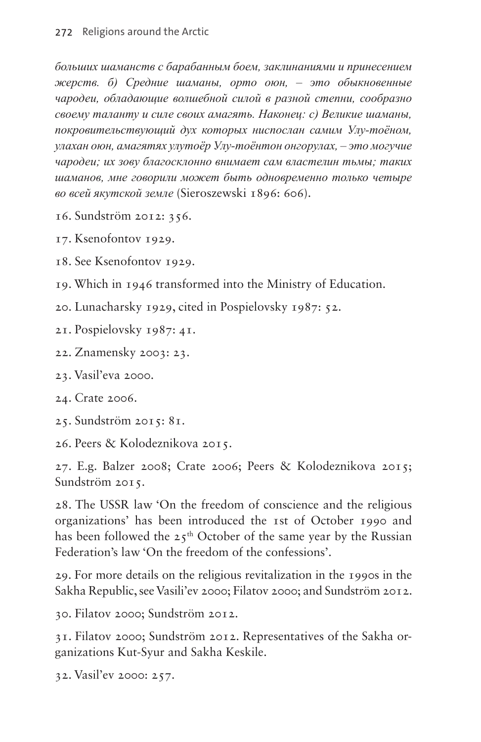*больших шаманств с барабанным боем, заклинаниями и принесением жерств. б) Средние шаманы, орто оюн, – это обыкновенные чародеи, обладающие волшебной силой в разной степни, сообразно своему таланту и силе своих амагять. Наконец: с) Великие шаманы, покровительствующий дух которых ниспослан самим Улу-тоёном, улахан оюн, амагятях улутоёр Улу-тоёнтон онгорулах, – это могучие чародеи; их зову благосклонно внимает сам властелин тьмы; таких шаманов, мне говорили может быть одновременно только четыре во всей якутской земле* (Sieroszewski 1896: 606).

16. Sundström 2012: 356.

17. Ksenofontov 1929.

18. See Ksenofontov 1929.

19. Which in 1946 transformed into the Ministry of Education.

20. Lunacharsky 1929, cited in Pospielovsky 1987: 52.

21. Pospielovsky 1987: 41.

22. Znamensky 2003: 23.

23. Vasil'eva 2000.

24. Crate 2006.

25. Sundström 2015: 81.

26. Peers & Kolodeznikova 2015.

27. E.g. Balzer 2008; Crate 2006; Peers & Kolodeznikova 2015; Sundström 2015.

28. The USSR law 'On the freedom of conscience and the religious organizations' has been introduced the 1st of October 1990 and has been followed the 25th October of the same year by the Russian Federation's law 'On the freedom of the confessions'.

29. For more details on the religious revitalization in the 1990s in the Sakha Republic, see Vasili'ev 2000; Filatov 2000; and Sundström 2012.

30. Filatov 2000; Sundström 2012.

31. Filatov 2000; Sundström 2012. Representatives of the Sakha organizations Kut-Syur and Sakha Keskile.

32. Vasil'ev 2000: 257.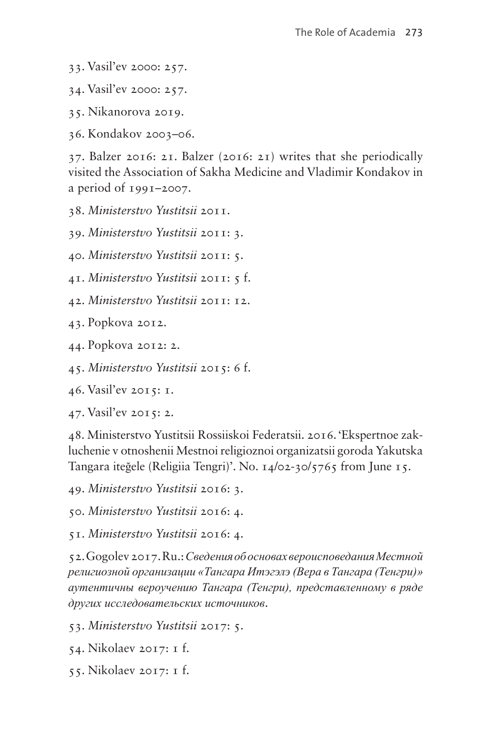33. Vasil'ev 2000: 257.

34. Vasil'ev 2000: 257.

35. Nikanorova 2019.

36. Kondakov 2003–06.

37. Balzer 2016: 21. Balzer (2016: 21) writes that she periodically visited the Association of Sakha Medicine and Vladimir Kondakov in a period of 1991–2007.

38. *Ministerstvo Yustitsii* 2011.

39. *Ministerstvo Yustitsii* 2011: 3.

40. *Ministerstvo Yustitsii* 2011: 5.

41. *Ministerstvo Yustitsii* 2011: 5 f.

42. *Ministerstvo Yustitsii* 2011: 12.

43. Popkova 2012.

44. Popkova 2012: 2.

45. *Ministerstvo Yustitsii* 2015: 6 f.

46. Vasil'ev 2015: 1.

47. Vasil'ev 2015: 2.

48. Ministerstvo Yustitsii Rossiiskoi Federatsii. 2016. 'Ekspertnoe zakluchenie v otnoshenii Mestnoi religioznoi organizatsii goroda Yakutska Tangara iteğele (Religiia Tengri)'. No. 14/02-30/5765 from June 15.

49. *Ministerstvo Yustitsii* 2016: 3.

50. *Ministerstvo Yustitsii* 2016: 4.

51. *Ministerstvo Yustitsii* 2016: 4.

52. Gogolev 2017. Ru.: *Сведения об основах вероисповедания Местной религиозной организации «Тангара Итэгэлэ (Вера в Тангара (Тенгри)» аутентичны вероучению Тангара (Тенгри), представленному в ряде других исследовательских источников.*

53. *Ministerstvo Yustitsii* 2017: 5.

54. Nikolaev 2017: 1 f.

55. Nikolaev 2017: 1 f.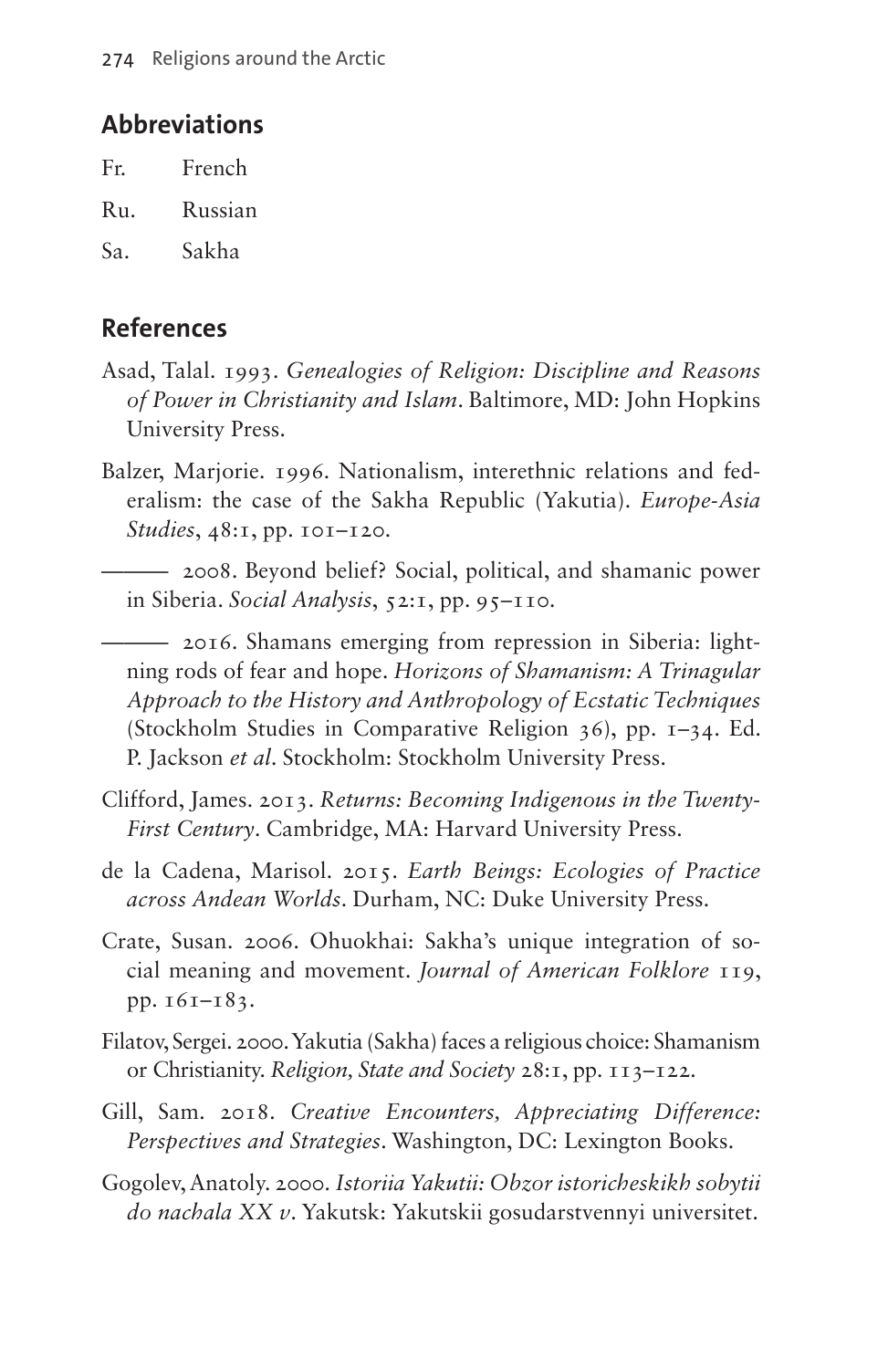## Abbreviations

Fr. French

Ru. Russian

Sa. Sakha

## References

Asad, Talal. 1993. *Genealogies of Religion: Discipline and Reasons of Power in Christianity and Islam*. Baltimore, MD: John Hopkins University Press.

Balzer, Marjorie. 1996. Nationalism, interethnic relations and federalism: the case of the Sakha Republic (Yakutia). *Europe-Asia Studies*, 48:1, pp. 101–120.

——— 2008. Beyond belief? Social, political, and shamanic power in Siberia. *Social Analysis*, 52:1, pp. 95–110.

——— 2016. Shamans emerging from repression in Siberia: lightning rods of fear and hope. *Horizons of Shamanism: A Trinagular Approach to the History and Anthropology of Ecstatic Techniques* (Stockholm Studies in Comparative Religion 36), pp. 1–34. Ed. P. Jackson *et al*. Stockholm: Stockholm University Press.

Clifford, James. 2013. *Returns: Becoming Indigenous in the Twenty-First Century*. Cambridge, MA: Harvard University Press.

de la Cadena, Marisol. 2015. *Earth Beings: Ecologies of Practice across Andean Worlds*. Durham, NC: Duke University Press.

Crate, Susan. 2006. Ohuokhai: Sakha's unique integration of social meaning and movement. *Journal of American Folklore* 119, pp. 161–183.

Filatov, Sergei. 2000. Yakutia (Sakha) faces a religious choice: Shamanism or Christianity. *Religion, State and Society* 28:1, pp. 113–122.

Gill, Sam. 2018. *Creative Encounters, Appreciating Difference: Perspectives and Strategies*. Washington, DC: Lexington Books.

Gogolev, Anatoly. 2000. *Istoriia Yakutii: Obzor istoricheskikh sobytii do nachala XX v*. Yakutsk: Yakutskii gosudarstvennyi universitet.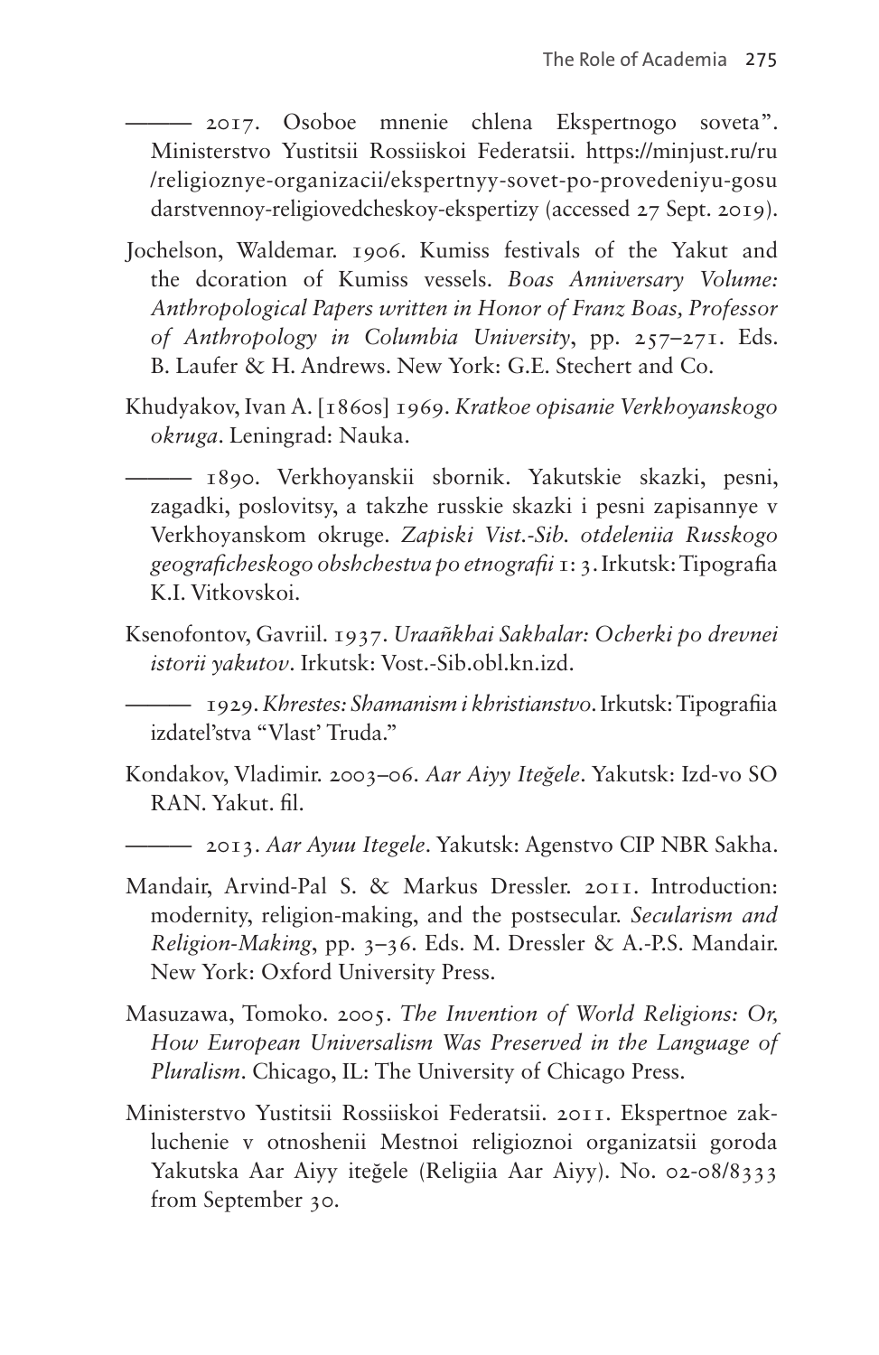——— 2017. Osoboe mnenie chlena Ekspertnogo soveta". Ministerstvo Yustitsii Rossiiskoi Federatsii. https://minjust.ru/ru/religioznye-organizacii/ekspertnyy-sovet-po-provedeniyu-gosudarstvennoy-religiovedcheskoy-ekspertizy (accessed 27 Sept. 2019).

Jochelson, Waldemar. 1906. Kumiss festivals of the Yakut and the dcoration of Kumiss vessels. *Boas Anniversary Volume: Anthropological Papers written in Honor of Franz Boas, Professor of Anthropology in Columbia University*, pp. 257–271. Eds. B. Laufer & H. Andrews. New York: G.E. Stechert and Co.

Khudyakov, Ivan A. [1860s] 1969. *Kratkoe opisanie Verkhoyanskogo okruga*. Leningrad: Nauka.

——— 1890. Verkhoyanskii sbornik. Yakutskie skazki, pesni, zagadki, poslovitsy, a takzhe russkie skazki i pesni zapisannye v Verkhoyanskom okruge. *Zapiski Vist.-Sib. otdeleniia Russkogo geograficheskogo obshchestva po etnografii* 1: 3. Irkutsk: Tipografia K.I. Vitkovskoi.

Ksenofontov, Gavriil. 1937. *Uraañkhai Sakhalar: Ocherki po drevnei istorii yakutov*. Irkutsk: Vost.-Sib.obl.kn.izd.

——— 1929. *Khrestes: Shamanism i khristianstvo*. Irkutsk: Tipografiia izdatel'stva "Vlast' Truda."

Kondakov, Vladimir. 2003–06. *Aar Aiyy Iteğele*. Yakutsk: Izd-vo SO RAN. Yakut. fil.

——— 2013. *Aar Ayuu Itegele*. Yakutsk: Agenstvo CIP NBR Sakha.

Mandair, Arvind-Pal S. & Markus Dressler. 2011. Introduction: modernity, religion-making, and the postsecular. *Secularism and Religion-Making*, pp. 3–36. Eds. M. Dressler & A.-P.S. Mandair. New York: Oxford University Press.

Masuzawa, Tomoko. 2005. *The Invention of World Religions: Or, How European Universalism Was Preserved in the Language of Pluralism*. Chicago, IL: The University of Chicago Press.

Ministerstvo Yustitsii Rossiiskoi Federatsii. 2011. Ekspertnoe zakluchenie v otnoshenii Mestnoi religioznoi organizatsii goroda Yakutska Aar Aiyy iteğele (Religiia Aar Aiyy). No. 02-08/8333 from September 30.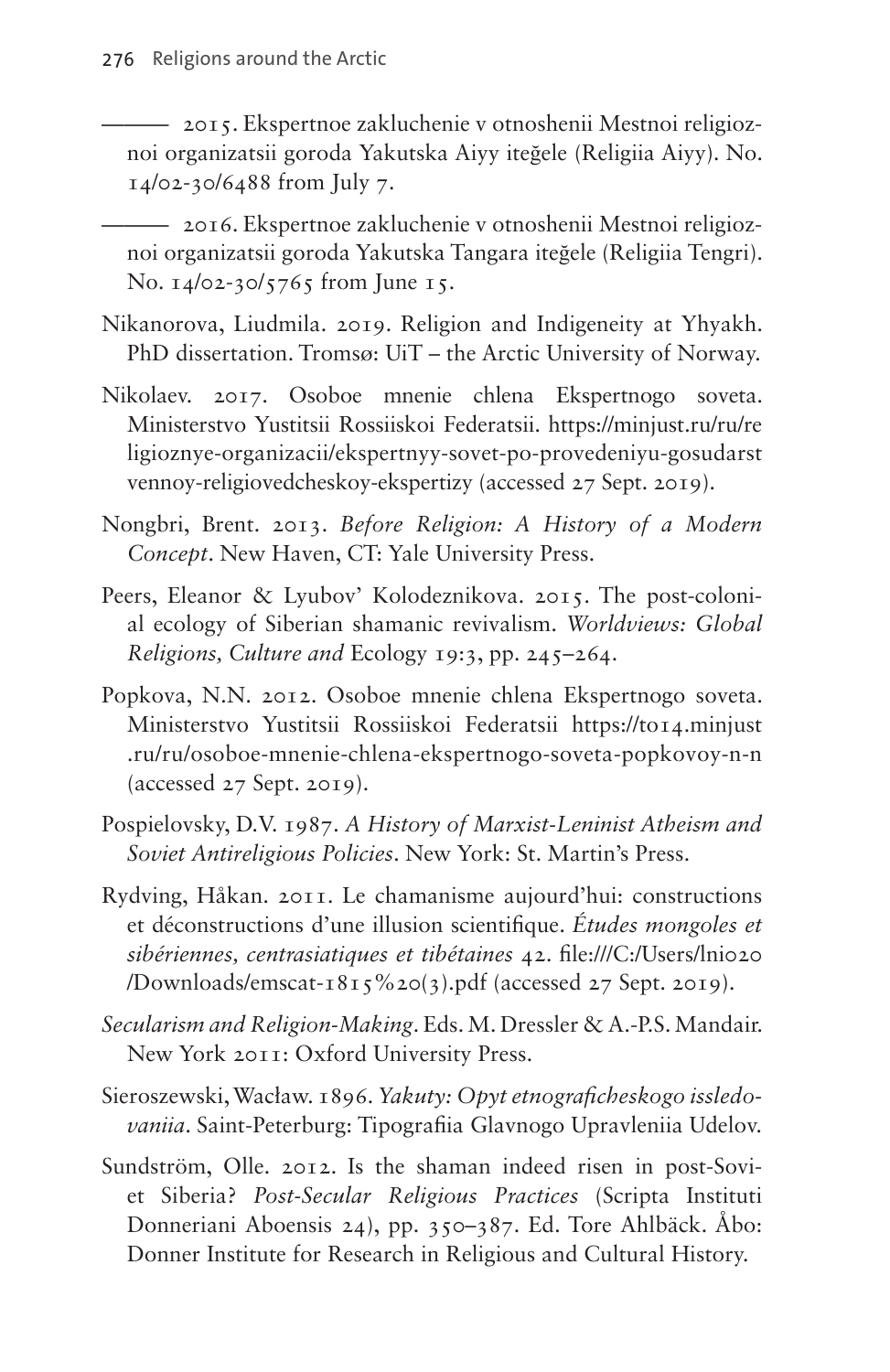——— 2015. Ekspertnoe zakluchenie v otnoshenii Mestnoi religioznoi organizatsii goroda Yakutska Aiyy iteğele (Religiia Aiyy). No. 14/02-30/6488 from July 7.

——— 2016. Ekspertnoe zakluchenie v otnoshenii Mestnoi religioznoi organizatsii goroda Yakutska Tangara iteğele (Religiia Tengri). No. 14/02-30/5765 from June 15.

Nikanorova, Liudmila. 2019. Religion and Indigeneity at Yhyakh. PhD dissertation. Tromsø: UiT – the Arctic University of Norway.

Nikolaev. 2017. Osoboe mnenie chlena Ekspertnogo soveta. Ministerstvo Yustitsii Rossiiskoi Federatsii. https://minjust.ru/ru/religioznye-organizacii/ekspertnyy-sovet-po-provedeniyu-gosudarstvennoy-religiovedcheskoy-ekspertizy (accessed 27 Sept. 2019).

Nongbri, Brent. 2013. *Before Religion: A History of a Modern Concept*. New Haven, CT: Yale University Press.

Peers, Eleanor & Lyubov' Kolodeznikova. 2015. The post-colonial ecology of Siberian shamanic revivalism. *Worldviews: Global Religions, Culture and* Ecology 19:3, pp. 245–264.

Popkova, N.N. 2012. Osoboe mnenie chlena Ekspertnogo soveta. Ministerstvo Yustitsii Rossiiskoi Federatsii https://to14.minjust.ru/ru/osoboe-mnenie-chlena-ekspertnogo-soveta-popkovoy-n-n (accessed 27 Sept. 2019).

Pospielovsky, D.V. 1987. *A History of Marxist-Leninist Atheism and Soviet Antireligious Policies*. New York: St. Martin's Press.

Rydving, Håkan. 2011. Le chamanisme aujourd'hui: constructions et déconstructions d'une illusion scientifique. *Études mongoles et sibériennes, centrasiatiques et tibétaines* 42. file:///C:/Users/lni020/Downloads/emscat-1815%20(3).pdf (accessed 27 Sept. 2019).

*Secularism and Religion-Making*. Eds. M. Dressler & A.-P.S. Mandair. New York 2011: Oxford University Press.

Sieroszewski, Wacław. 1896. *Yakuty: Opyt etnograficheskogo issledovaniia*. Saint-Peterburg: Tipografiia Glavnogo Upravleniia Udelov.

Sundström, Olle. 2012. Is the shaman indeed risen in post-Soviet Siberia? *Post-Secular Religious Practices* (Scripta Instituti Donneriani Aboensis 24), pp. 350–387. Ed. Tore Ahlbäck. Åbo: Donner Institute for Research in Religious and Cultural History.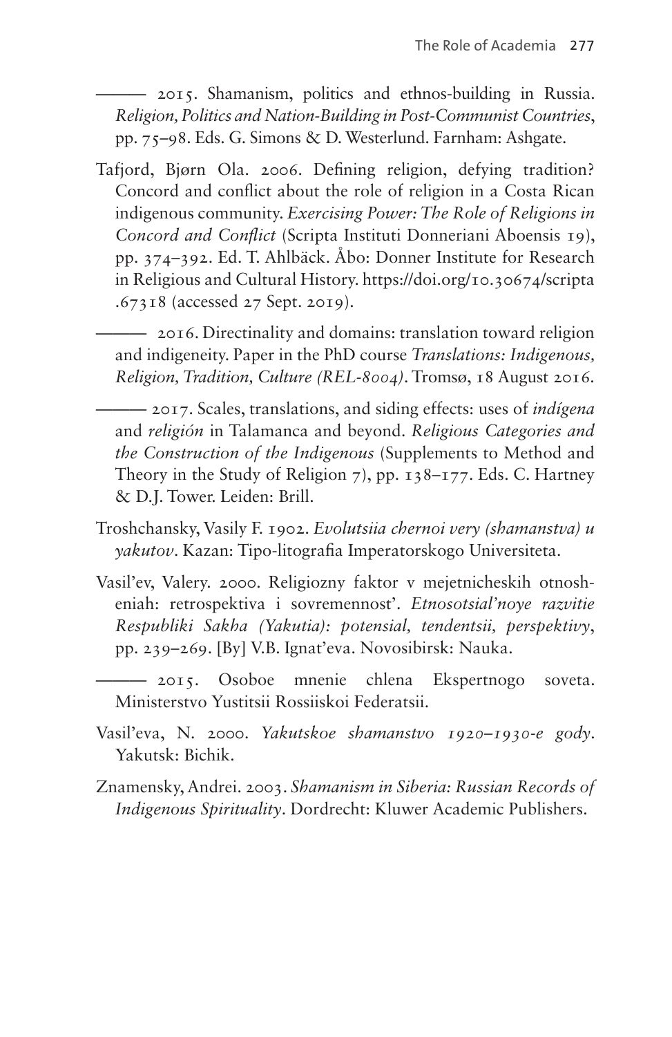——— 2015. Shamanism, politics and ethnos-building in Russia. *Religion, Politics and Nation-Building in Post-Communist Countries*, pp. 75–98. Eds. G. Simons & D. Westerlund. Farnham: Ashgate.

Tafjord, Bjørn Ola. 2006. Defining religion, defying tradition? Concord and conflict about the role of religion in a Costa Rican indigenous community. *Exercising Power: The Role of Religions in Concord and Conflict* (Scripta Instituti Donneriani Aboensis 19), pp. 374–392. Ed. T. Ahlbäck. Åbo: Donner Institute for Research in Religious and Cultural History. https://doi.org/10.30674/scripta.67318 (accessed 27 Sept. 2019).

——— 2016. Directinality and domains: translation toward religion and indigeneity. Paper in the PhD course *Translations: Indigenous, Religion, Tradition, Culture (REL-8004)*. Tromsø, 18 August 2016.

——— 2017. Scales, translations, and siding effects: uses of *indígena* and *religión* in Talamanca and beyond. *Religious Categories and the Construction of the Indigenous* (Supplements to Method and Theory in the Study of Religion 7), pp. 138–177. Eds. C. Hartney & D.J. Tower. Leiden: Brill.

Troshchansky, Vasily F. 1902. *Evolutsiia chernoi very (shamanstva) u yakutov*. Kazan: Tipo-litografia Imperatorskogo Universiteta.

Vasil'ev, Valery. 2000. Religiozny faktor v mejetnicheskih otnosheniah: retrospektiva i sovremennost'. *Etnosotsial'noye razvitie Respubliki Sakha (Yakutia): potensial, tendentsii, perspektivy*, pp. 239–269. [By] V.B. Ignat'eva. Novosibirsk: Nauka.

——— 2015. Osoboe mnenie chlena Ekspertnogo soveta. Ministerstvo Yustitsii Rossiiskoi Federatsii.

Vasil'eva, N. 2000. *Yakutskoe shamanstvo 1920–1930-e gody*. Yakutsk: Bichik.

Znamensky, Andrei. 2003. *Shamanism in Siberia: Russian Records of Indigenous Spirituality*. Dordrecht: Kluwer Academic Publishers.